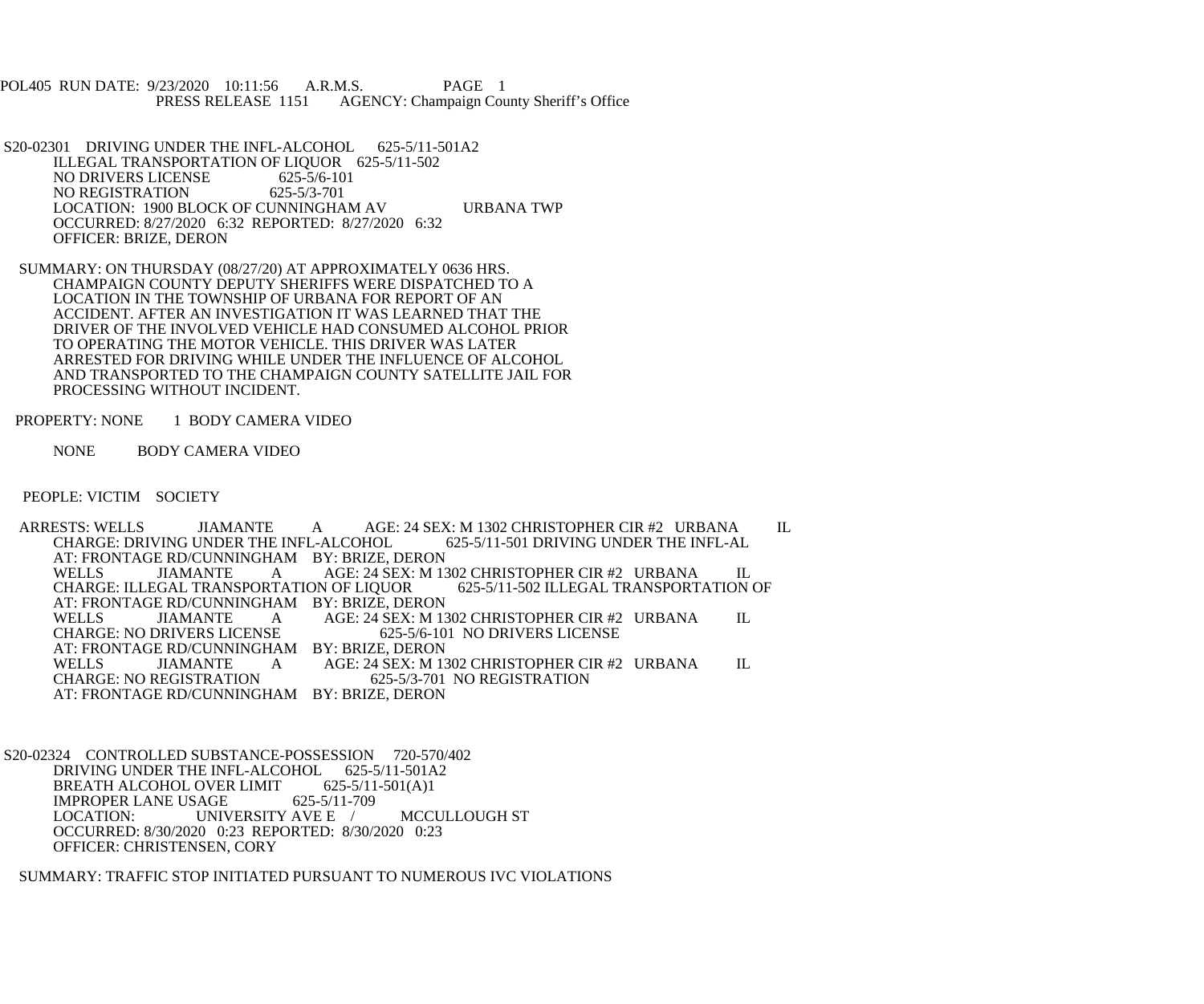POL405 RUN DATE: 9/23/2020 10:11:56 A.R.M.S. PAGE 1
PRESS RELEASE 1151 AGENCY: Champaign County Sheriff's Office

S20-02301 DRIVING UNDER THE INFL-ALCOHOL 625-5/11-501A2
ILLEGAL TRANSPORTATION OF LIQUOR 625-5/11-502
NO DRIVERS LICENSE 625-5/6-101
NO REGISTRATION 625-5/3-701
LOCATION: 1900 BLOCK OF CUNNINGHAM AV URBANA TWP
OCCURRED: 8/27/2020 6:32 REPORTED: 8/27/2020 6:32
OFFICER: BRIZE, DERON

SUMMARY: ON THURSDAY (08/27/20) AT APPROXIMATELY 0636 HRS. CHAMPAIGN COUNTY DEPUTY SHERIFFS WERE DISPATCHED TO A LOCATION IN THE TOWNSHIP OF URBANA FOR REPORT OF AN ACCIDENT. AFTER AN INVESTIGATION IT WAS LEARNED THAT THE DRIVER OF THE INVOLVED VEHICLE HAD CONSUMED ALCOHOL PRIOR TO OPERATING THE MOTOR VEHICLE. THIS DRIVER WAS LATER ARRESTED FOR DRIVING WHILE UNDER THE INFLUENCE OF ALCOHOL AND TRANSPORTED TO THE CHAMPAIGN COUNTY SATELLITE JAIL FOR PROCESSING WITHOUT INCIDENT.

PROPERTY: NONE 1 BODY CAMERA VIDEO

NONE BODY CAMERA VIDEO

PEOPLE: VICTIM SOCIETY

ARRESTS: WELLS JIAMANTE A AGE: 24 SEX: M 1302 CHRISTOPHER CIR #2 URBANA IL
CHARGE: DRIVING UNDER THE INFL-ALCOHOL 625-5/11-501 DRIVING UNDER THE INFL-AL
AT: FRONTAGE RD/CUNNINGHAM BY: BRIZE, DERON
WELLS JIAMANTE A AGE: 24 SEX: M 1302 CHRISTOPHER CIR #2 URBANA IL
CHARGE: ILLEGAL TRANSPORTATION OF LIQUOR 625-5/11-502 ILLEGAL TRANSPORTATION OF
AT: FRONTAGE RD/CUNNINGHAM BY: BRIZE, DERON
WELLS JIAMANTE A AGE: 24 SEX: M 1302 CHRISTOPHER CIR #2 URBANA IL
CHARGE: NO DRIVERS LICENSE 625-5/6-101 NO DRIVERS LICENSE
AT: FRONTAGE RD/CUNNINGHAM BY: BRIZE, DERON
WELLS JIAMANTE A AGE: 24 SEX: M 1302 CHRISTOPHER CIR #2 URBANA IL
CHARGE: NO REGISTRATION 625-5/3-701 NO REGISTRATION
AT: FRONTAGE RD/CUNNINGHAM BY: BRIZE, DERON

S20-02324 CONTROLLED SUBSTANCE-POSSESSION 720-570/402
DRIVING UNDER THE INFL-ALCOHOL 625-5/11-501A2
BREATH ALCOHOL OVER LIMIT 625-5/11-501(A)1
IMPROPER LANE USAGE 625-5/11-709
LOCATION: UNIVERSITY AVE E / MCCULLOUGH ST
OCCURRED: 8/30/2020 0:23 REPORTED: 8/30/2020 0:23
OFFICER: CHRISTENSEN, CORY

SUMMARY: TRAFFIC STOP INITIATED PURSUANT TO NUMEROUS IVC VIOLATIONS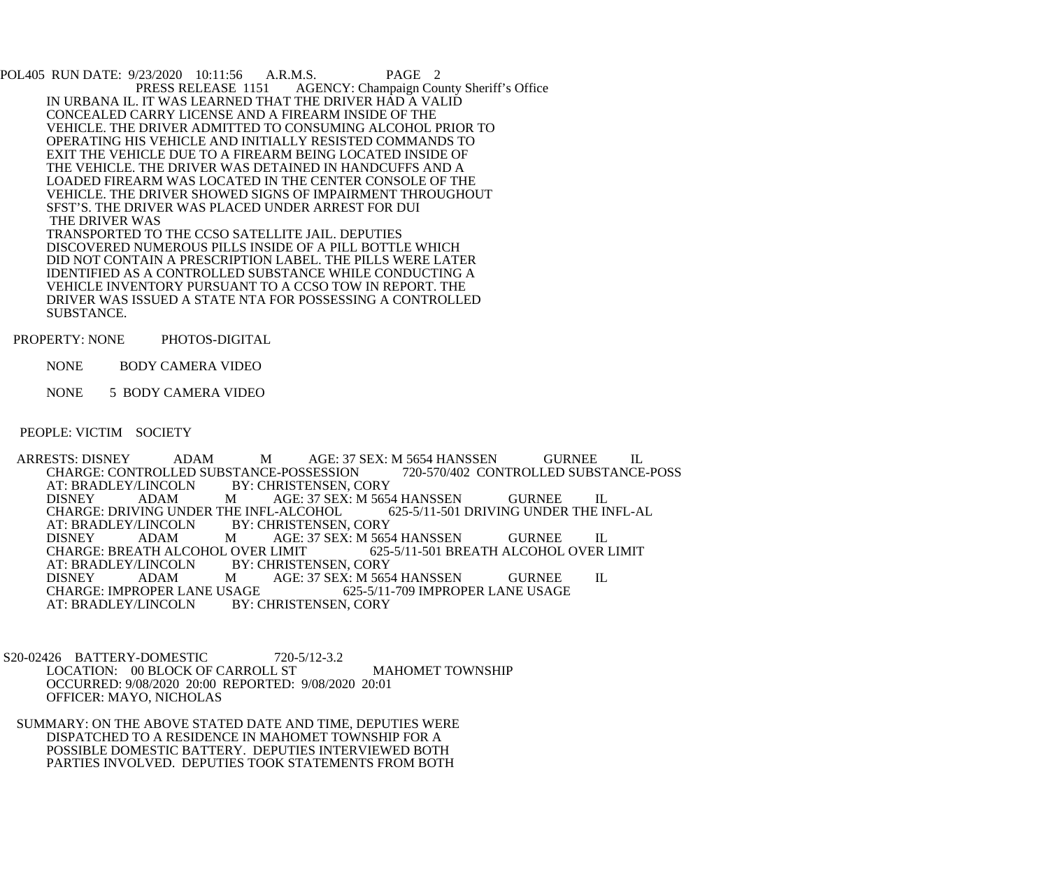IN URBANA IL. IT WAS LEARNED THAT THE DRIVER HAD A VALID CONCEALED CARRY LICENSE AND A FIREARM INSIDE OF THE VEHICLE. THE DRIVER ADMITTED TO CONSUMING ALCOHOL PRIOR TO OPERATING HIS VEHICLE AND INITIALLY RESISTED COMMANDS TO EXIT THE VEHICLE DUE TO A FIREARM BEING LOCATED INSIDE OF THE VEHICLE. THE DRIVER WAS DETAINED IN HANDCUFFS AND A LOADED FIREARM WAS LOCATED IN THE CENTER CONSOLE OF THE VEHICLE. THE DRIVER SHOWED SIGNS OF IMPAIRMENT THROUGHOUT SFST'S. THE DRIVER WAS PLACED UNDER ARREST FOR DUI
THE DRIVER WAS
TRANSPORTED TO THE CCSO SATELLITE JAIL. DEPUTIES DISCOVERED NUMEROUS PILLS INSIDE OF A PILL BOTTLE WHICH DID NOT CONTAIN A PRESCRIPTION LABEL. THE PILLS WERE LATER IDENTIFIED AS A CONTROLLED SUBSTANCE WHILE CONDUCTING A VEHICLE INVENTORY PURSUANT TO A CCSO TOW IN REPORT. THE DRIVER WAS ISSUED A STATE NTA FOR POSSESSING A CONTROLLED SUBSTANCE.

PROPERTY: NONE PHOTOS-DIGITAL

NONE BODY CAMERA VIDEO

NONE 5 BODY CAMERA VIDEO

PEOPLE: VICTIM SOCIETY

ARRESTS: DISNEY ADAM M AGE: 37 SEX: M 5654 HANSSEN GURNEE IL
CHARGE: CONTROLLED SUBSTANCE-POSSESSION 720-570/402 CONTROLLED SUBSTANCE-POSS
AT: BRADLEY/LINCOLN BY: CHRISTENSEN, CORY
DISNEY ADAM M AGE: 37 SEX: M 5654 HANSSEN GURNEE IL
CHARGE: DRIVING UNDER THE INFL-ALCOHOL 625-5/11-501 DRIVING UNDER THE INFL-AL
AT: BRADLEY/LINCOLN BY: CHRISTENSEN, CORY
DISNEY ADAM M AGE: 37 SEX: M 5654 HANSSEN GURNEE IL
CHARGE: BREATH ALCOHOL OVER LIMIT 625-5/11-501 BREATH ALCOHOL OVER LIMIT
AT: BRADLEY/LINCOLN BY: CHRISTENSEN, CORY
DISNEY ADAM M AGE: 37 SEX: M 5654 HANSSEN GURNEE IL
CHARGE: IMPROPER LANE USAGE 625-5/11-709 IMPROPER LANE USAGE
AT: BRADLEY/LINCOLN BY: CHRISTENSEN, CORY

S20-02426 BATTERY-DOMESTIC 720-5/12-3.2
LOCATION: 00 BLOCK OF CARROLL ST MAHOMET TOWNSHIP
OCCURRED: 9/08/2020 20:00 REPORTED: 9/08/2020 20:01
OFFICER: MAYO, NICHOLAS

SUMMARY: ON THE ABOVE STATED DATE AND TIME, DEPUTIES WERE DISPATCHED TO A RESIDENCE IN MAHOMET TOWNSHIP FOR A POSSIBLE DOMESTIC BATTERY. DEPUTIES INTERVIEWED BOTH PARTIES INVOLVED. DEPUTIES TOOK STATEMENTS FROM BOTH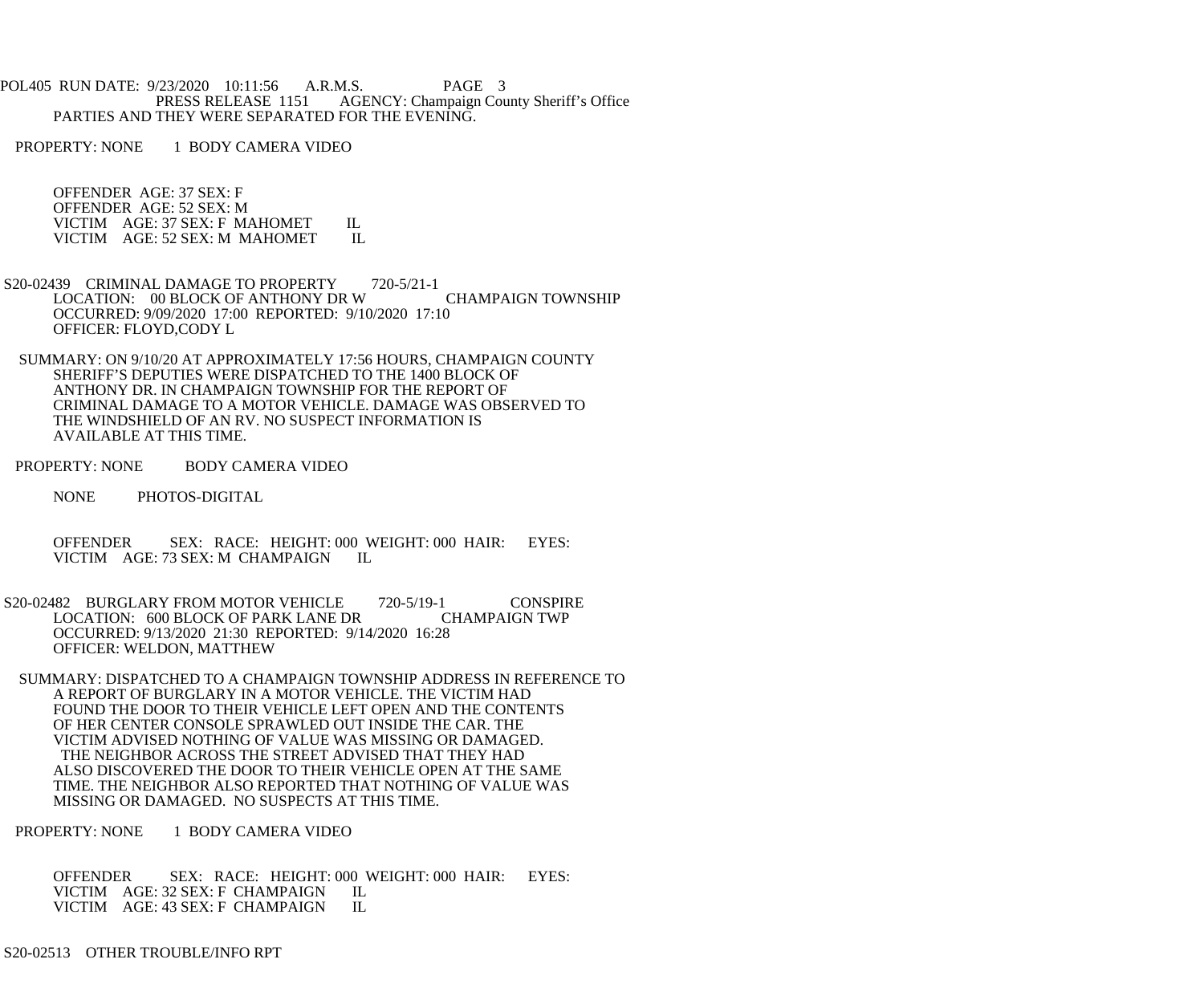PARTIES AND THEY WERE SEPARATED FOR THE EVENING.

PROPERTY: NONE 1 BODY CAMERA VIDEO

OFFENDER AGE: 37 SEX: F
OFFENDER AGE: 52 SEX: M
VICTIM AGE: 37 SEX: F MAHOMET IL
VICTIM AGE: 52 SEX: M MAHOMET IL

S20-02439 CRIMINAL DAMAGE TO PROPERTY 720-5/21-1
LOCATION: 00 BLOCK OF ANTHONY DR W CHAMPAIGN TOWNSHIP
OCCURRED: 9/09/2020 17:00 REPORTED: 9/10/2020 17:10
OFFICER: FLOYD,CODY L

SUMMARY: ON 9/10/20 AT APPROXIMATELY 17:56 HOURS, CHAMPAIGN COUNTY SHERIFF'S DEPUTIES WERE DISPATCHED TO THE 1400 BLOCK OF ANTHONY DR. IN CHAMPAIGN TOWNSHIP FOR THE REPORT OF CRIMINAL DAMAGE TO A MOTOR VEHICLE. DAMAGE WAS OBSERVED TO THE WINDSHIELD OF AN RV. NO SUSPECT INFORMATION IS AVAILABLE AT THIS TIME.

PROPERTY: NONE BODY CAMERA VIDEO

NONE PHOTOS-DIGITAL

OFFENDER SEX: RACE: HEIGHT: 000 WEIGHT: 000 HAIR: EYES:
VICTIM AGE: 73 SEX: M CHAMPAIGN IL

S20-02482 BURGLARY FROM MOTOR VEHICLE 720-5/19-1 CONSPIRE
LOCATION: 600 BLOCK OF PARK LANE DR CHAMPAIGN TWP
OCCURRED: 9/13/2020 21:30 REPORTED: 9/14/2020 16:28
OFFICER: WELDON, MATTHEW

SUMMARY: DISPATCHED TO A CHAMPAIGN TOWNSHIP ADDRESS IN REFERENCE TO A REPORT OF BURGLARY IN A MOTOR VEHICLE. THE VICTIM HAD FOUND THE DOOR TO THEIR VEHICLE LEFT OPEN AND THE CONTENTS OF HER CENTER CONSOLE SPRAWLED OUT INSIDE THE CAR. THE VICTIM ADVISED NOTHING OF VALUE WAS MISSING OR DAMAGED. THE NEIGHBOR ACROSS THE STREET ADVISED THAT THEY HAD ALSO DISCOVERED THE DOOR TO THEIR VEHICLE OPEN AT THE SAME TIME. THE NEIGHBOR ALSO REPORTED THAT NOTHING OF VALUE WAS MISSING OR DAMAGED. NO SUSPECTS AT THIS TIME.

PROPERTY: NONE 1 BODY CAMERA VIDEO

OFFENDER SEX: RACE: HEIGHT: 000 WEIGHT: 000 HAIR: EYES:
VICTIM AGE: 32 SEX: F CHAMPAIGN IL
VICTIM AGE: 43 SEX: F CHAMPAIGN IL

S20-02513 OTHER TROUBLE/INFO RPT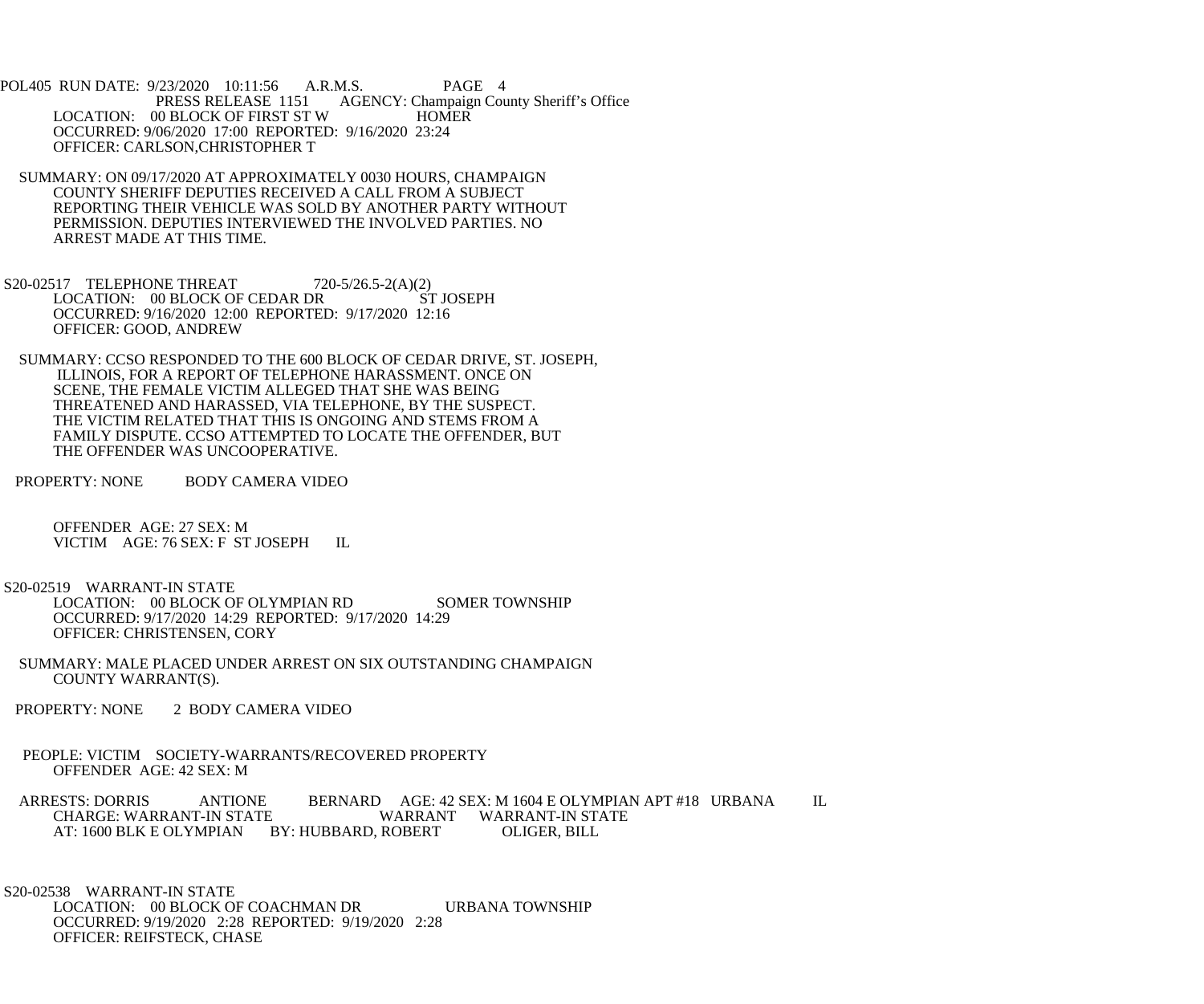POL405 RUN DATE: 9/23/2020 10:11:56 A.R.M.S. PAGE 4
PRESS RELEASE 1151 AGENCY: Champaign County Sheriff's Office

LOCATION: 00 BLOCK OF FIRST ST W HOMER
OCCURRED: 9/06/2020 17:00 REPORTED: 9/16/2020 23:24
OFFICER: CARLSON,CHRISTOPHER T

SUMMARY: ON 09/17/2020 AT APPROXIMATELY 0030 HOURS, CHAMPAIGN COUNTY SHERIFF DEPUTIES RECEIVED A CALL FROM A SUBJECT REPORTING THEIR VEHICLE WAS SOLD BY ANOTHER PARTY WITHOUT PERMISSION. DEPUTIES INTERVIEWED THE INVOLVED PARTIES. NO ARREST MADE AT THIS TIME.

S20-02517 TELEPHONE THREAT 720-5/26.5-2(A)(2)
LOCATION: 00 BLOCK OF CEDAR DR ST JOSEPH
OCCURRED: 9/16/2020 12:00 REPORTED: 9/17/2020 12:16
OFFICER: GOOD, ANDREW

SUMMARY: CCSO RESPONDED TO THE 600 BLOCK OF CEDAR DRIVE, ST. JOSEPH, ILLINOIS, FOR A REPORT OF TELEPHONE HARASSMENT. ONCE ON SCENE, THE FEMALE VICTIM ALLEGED THAT SHE WAS BEING THREATENED AND HARASSED, VIA TELEPHONE, BY THE SUSPECT. THE VICTIM RELATED THAT THIS IS ONGOING AND STEMS FROM A FAMILY DISPUTE. CCSO ATTEMPTED TO LOCATE THE OFFENDER, BUT THE OFFENDER WAS UNCOOPERATIVE.

PROPERTY: NONE BODY CAMERA VIDEO

OFFENDER AGE: 27 SEX: M
VICTIM AGE: 76 SEX: F ST JOSEPH IL

S20-02519 WARRANT-IN STATE
LOCATION: 00 BLOCK OF OLYMPIAN RD SOMER TOWNSHIP
OCCURRED: 9/17/2020 14:29 REPORTED: 9/17/2020 14:29
OFFICER: CHRISTENSEN, CORY

SUMMARY: MALE PLACED UNDER ARREST ON SIX OUTSTANDING CHAMPAIGN COUNTY WARRANT(S).

PROPERTY: NONE 2 BODY CAMERA VIDEO

PEOPLE: VICTIM SOCIETY-WARRANTS/RECOVERED PROPERTY
OFFENDER AGE: 42 SEX: M

ARRESTS: DORRIS ANTIONE BERNARD AGE: 42 SEX: M 1604 E OLYMPIAN APT #18 URBANA IL
CHARGE: WARRANT-IN STATE WARRANT WARRANT-IN STATE
AT: 1600 BLK E OLYMPIAN BY: HUBBARD, ROBERT OLIGER, BILL

S20-02538 WARRANT-IN STATE
LOCATION: 00 BLOCK OF COACHMAN DR URBANA TOWNSHIP
OCCURRED: 9/19/2020 2:28 REPORTED: 9/19/2020 2:28
OFFICER: REIFSTECK, CHASE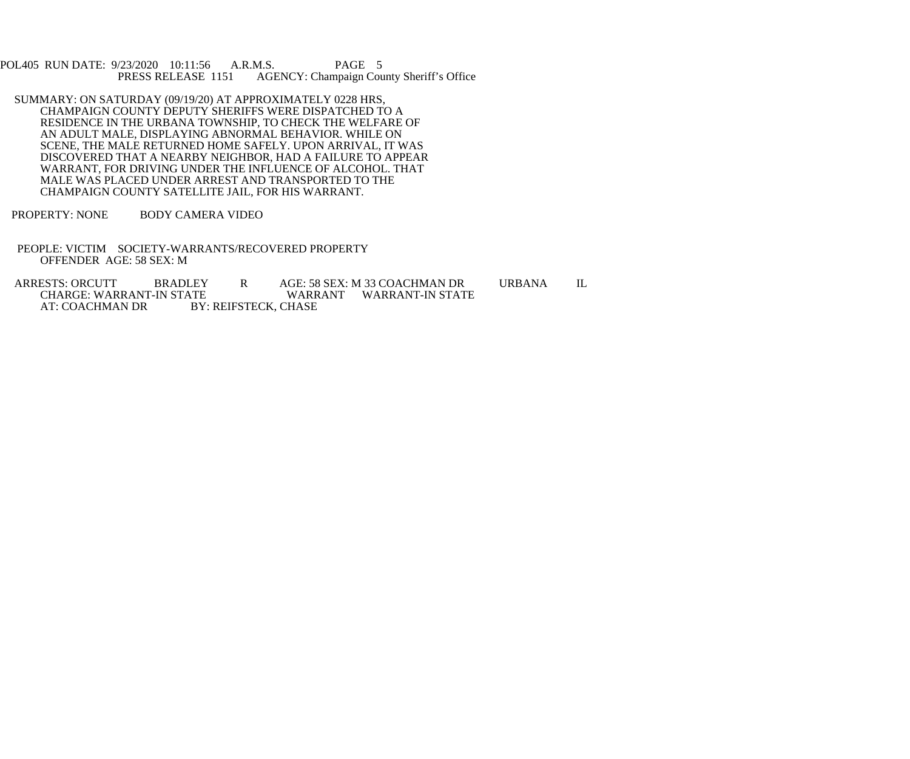POL405 RUN DATE: 9/23/2020 10:11:56 A.R.M.S. PAGE 5
PRESS RELEASE 1151 AGENCY: Champaign County Sheriff's Office

SUMMARY: ON SATURDAY (09/19/20) AT APPROXIMATELY 0228 HRS, CHAMPAIGN COUNTY DEPUTY SHERIFFS WERE DISPATCHED TO A RESIDENCE IN THE URBANA TOWNSHIP, TO CHECK THE WELFARE OF AN ADULT MALE, DISPLAYING ABNORMAL BEHAVIOR. WHILE ON SCENE, THE MALE RETURNED HOME SAFELY. UPON ARRIVAL, IT WAS DISCOVERED THAT A NEARBY NEIGHBOR, HAD A FAILURE TO APPEAR WARRANT, FOR DRIVING UNDER THE INFLUENCE OF ALCOHOL. THAT MALE WAS PLACED UNDER ARREST AND TRANSPORTED TO THE CHAMPAIGN COUNTY SATELLITE JAIL, FOR HIS WARRANT.

PROPERTY: NONE BODY CAMERA VIDEO

PEOPLE: VICTIM SOCIETY-WARRANTS/RECOVERED PROPERTY
OFFENDER AGE: 58 SEX: M

ARRESTS: ORCUTT BRADLEY R AGE: 58 SEX: M 33 COACHMAN DR URBANA IL
CHARGE: WARRANT-IN STATE WARRANT WARRANT-IN STATE
AT: COACHMAN DR BY: REIFSTECK, CHASE